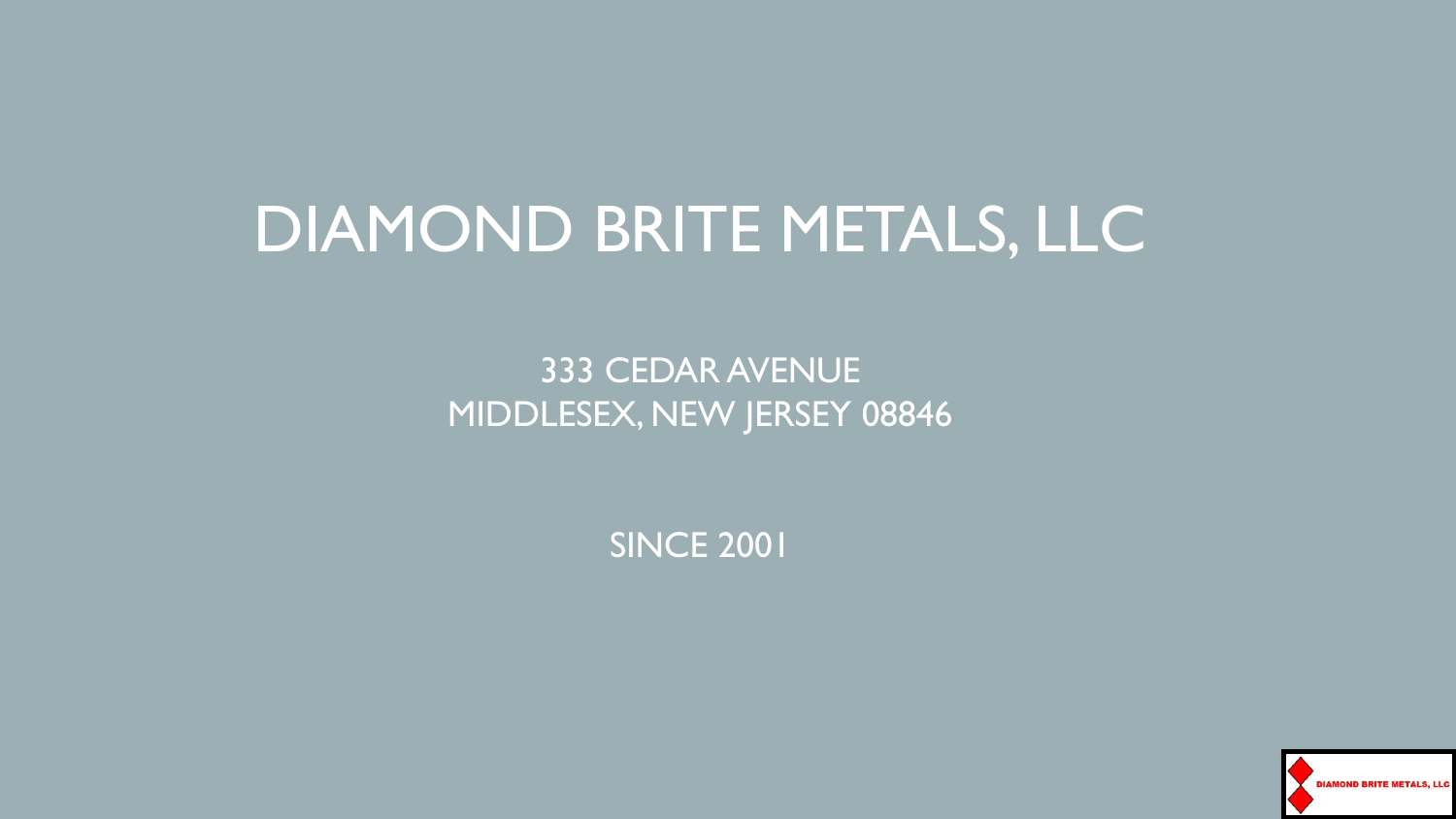# DIAMOND BRITE METALS, LLC

333 CEDAR AVENUE
MIDDLESEX, NEW JERSEY 08846

SINCE 2001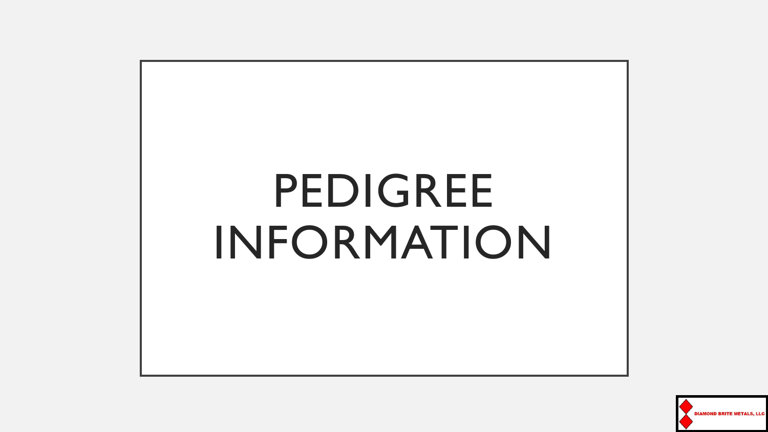# PEDIGREE INFORMATION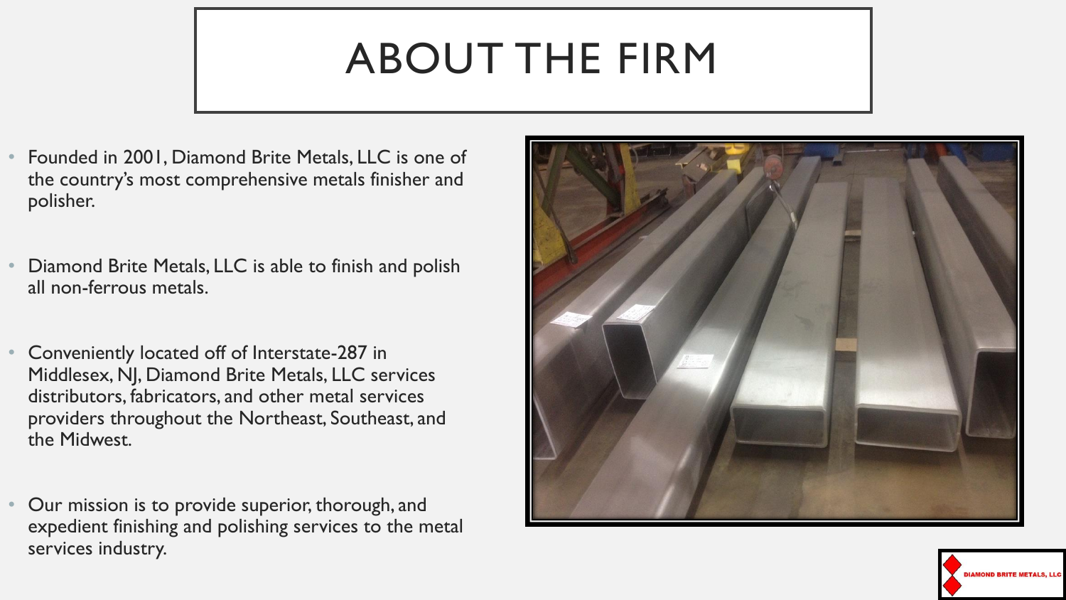# ABOUT THE FIRM

- Founded in 2001, Diamond Brite Metals, LLC is one of the country's most comprehensive metals finisher and polisher.
- Diamond Brite Metals, LLC is able to finish and polish all non-ferrous metals.
- Conveniently located off of Interstate-287 in Middlesex, NJ, Diamond Brite Metals, LLC services distributors, fabricators, and other metal services providers throughout the Northeast, Southeast, and the Midwest.
- Our mission is to provide superior, thorough, and expedient finishing and polishing services to the metal services industry.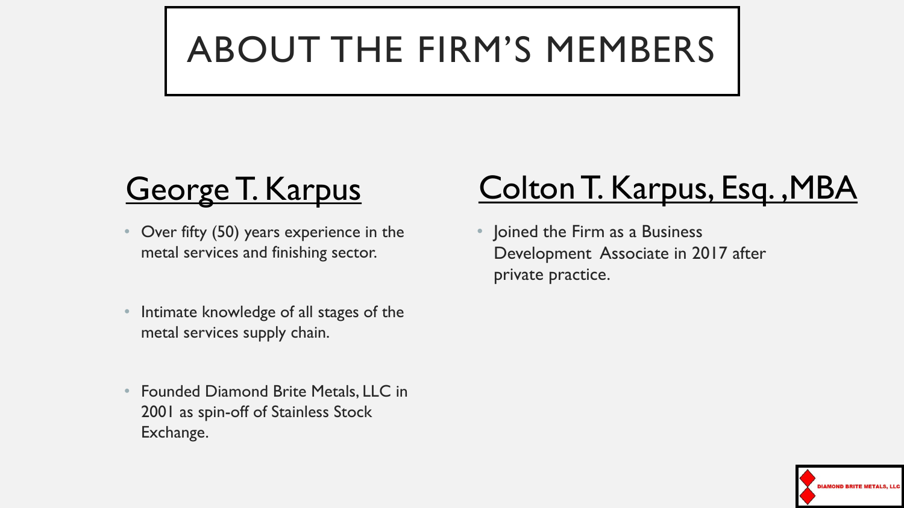# ABOUT THE FIRM'S MEMBERS

## George T. Karpus

- Over fifty (50) years experience in the metal services and finishing sector.
- Intimate knowledge of all stages of the metal services supply chain.
- Founded Diamond Brite Metals, LLC in 2001 as spin-off of Stainless Stock Exchange.

## Colton T. Karpus, Esq. ,MBA

- Joined the Firm as a Business Development Associate in 2017 after private practice.

DIAMOND BRITE METALS, LLC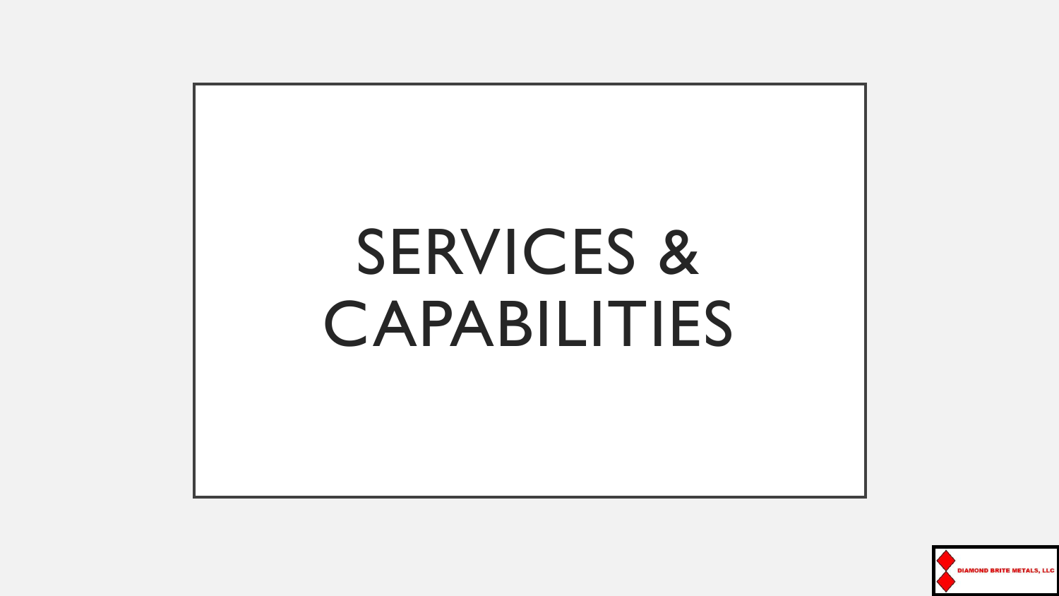# SERVICES & CAPABILITIES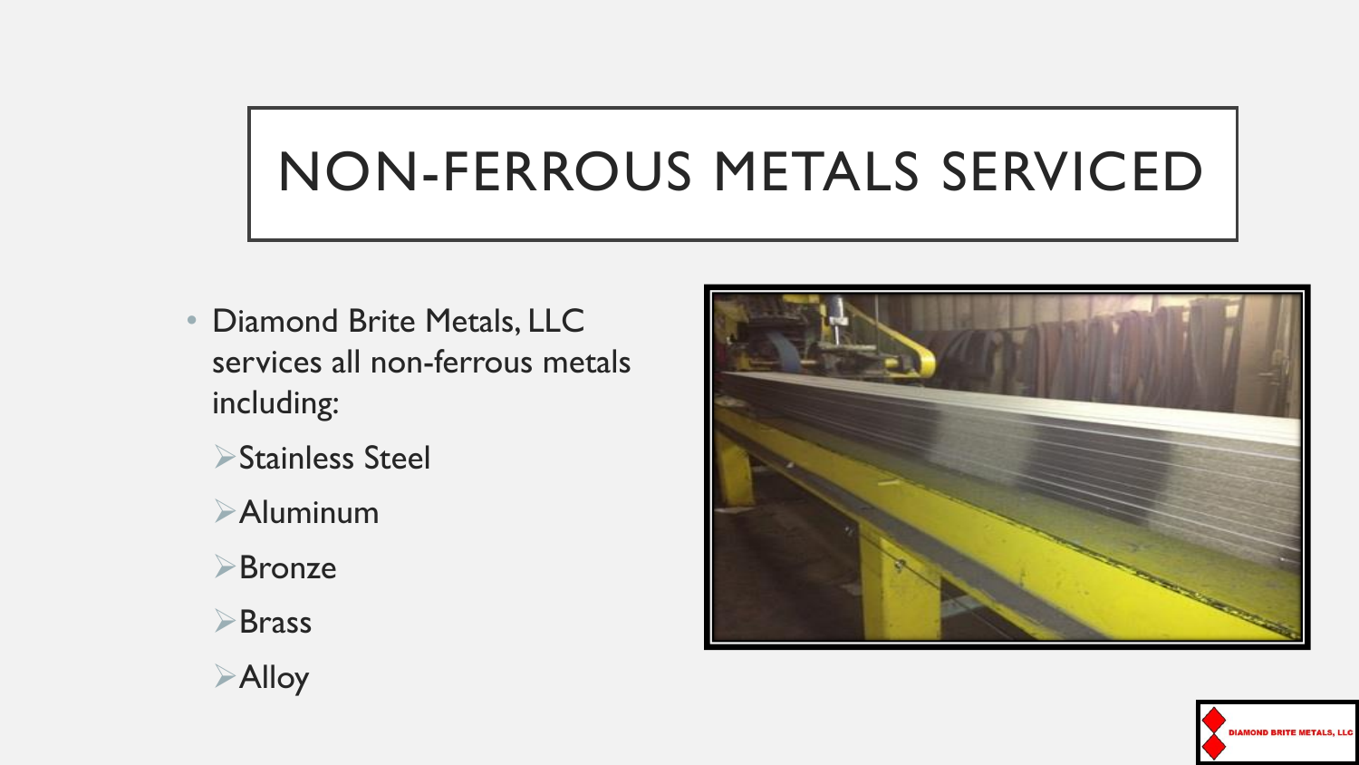# NON-FERROUS METALS SERVICED

- Diamond Brite Metals, LLC services all non-ferrous metals including:
  - Stainless Steel
  - Aluminum
  - Bronze
  - Brass
  - Alloy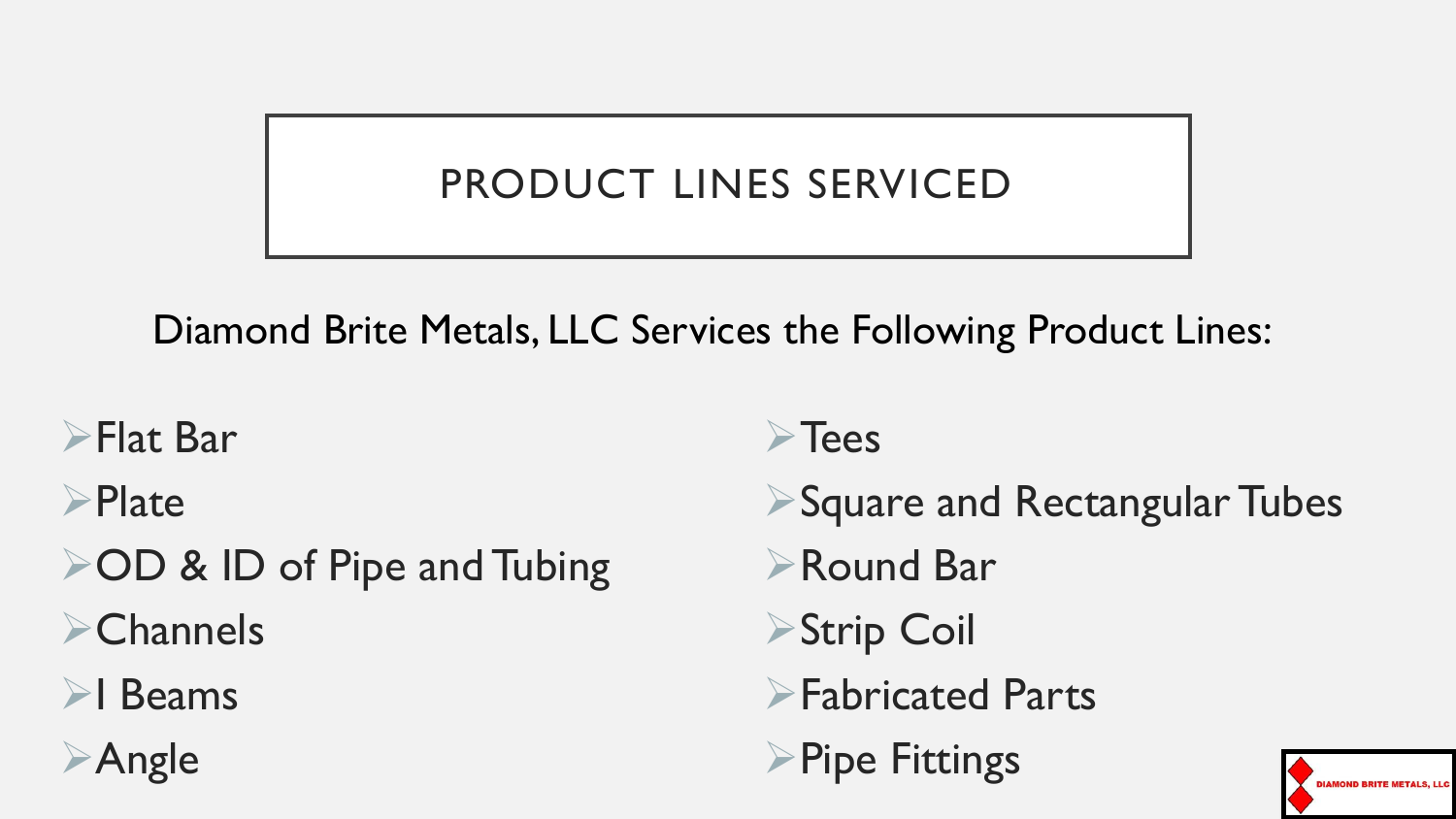# PRODUCT LINES SERVICED

Diamond Brite Metals, LLC Services the Following Product Lines:

- Flat Bar
- Plate
- OD & ID of Pipe and Tubing
- Channels
- I Beams
- Angle
- Tees
- Square and Rectangular Tubes
- Round Bar
- Strip Coil
- Fabricated Parts
- Pipe Fittings

DIAMOND BRITE METALS, LLC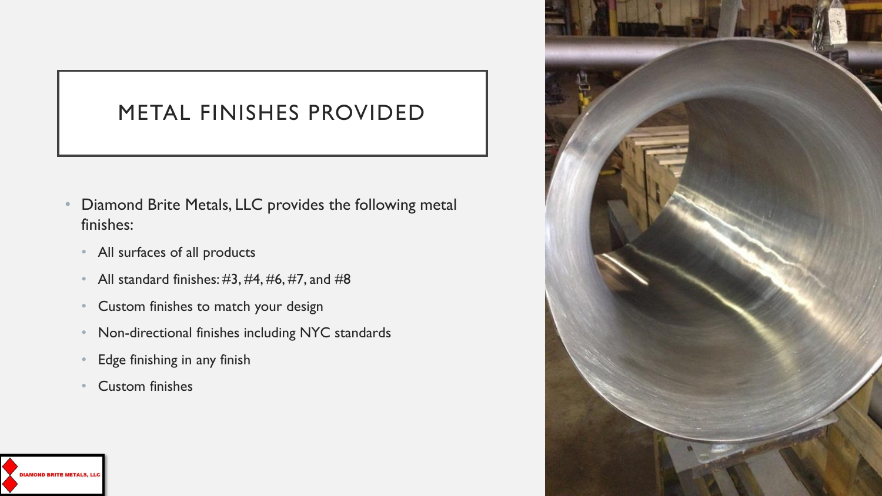# METAL FINISHES PROVIDED

- Diamond Brite Metals, LLC provides the following metal finishes:
  - All surfaces of all products
  - All standard finishes: #3, #4, #6, #7, and #8
  - Custom finishes to match your design
  - Non-directional finishes including NYC standards
  - Edge finishing in any finish
  - Custom finishes

DIAMOND BRITE METALS, LLC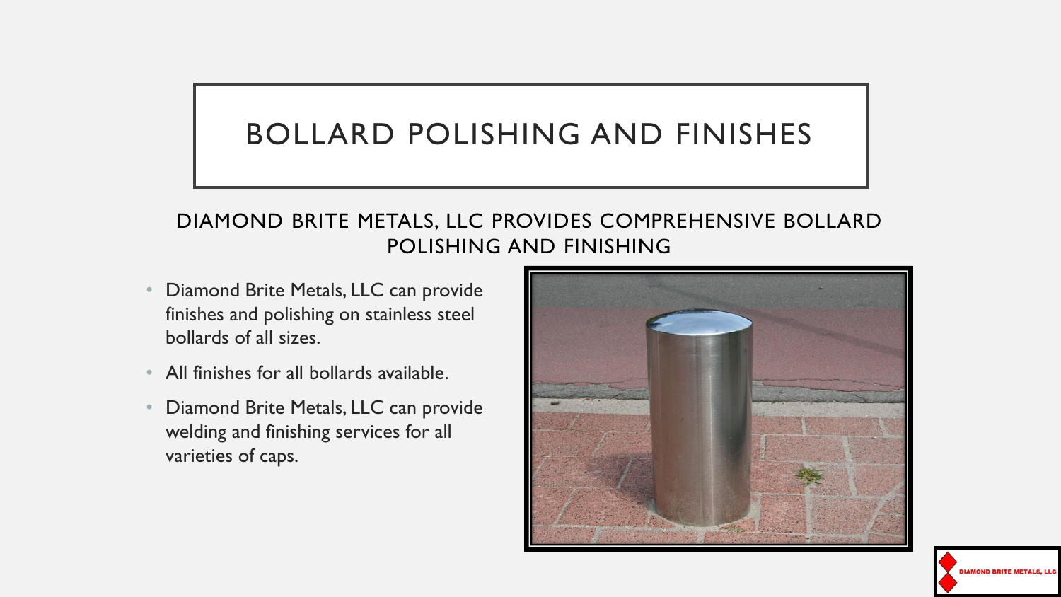# BOLLARD POLISHING AND FINISHES

## DIAMOND BRITE METALS, LLC PROVIDES COMPREHENSIVE BOLLARD POLISHING AND FINISHING

- Diamond Brite Metals, LLC can provide finishes and polishing on stainless steel bollards of all sizes.
- All finishes for all bollards available.
- Diamond Brite Metals, LLC can provide welding and finishing services for all varieties of caps.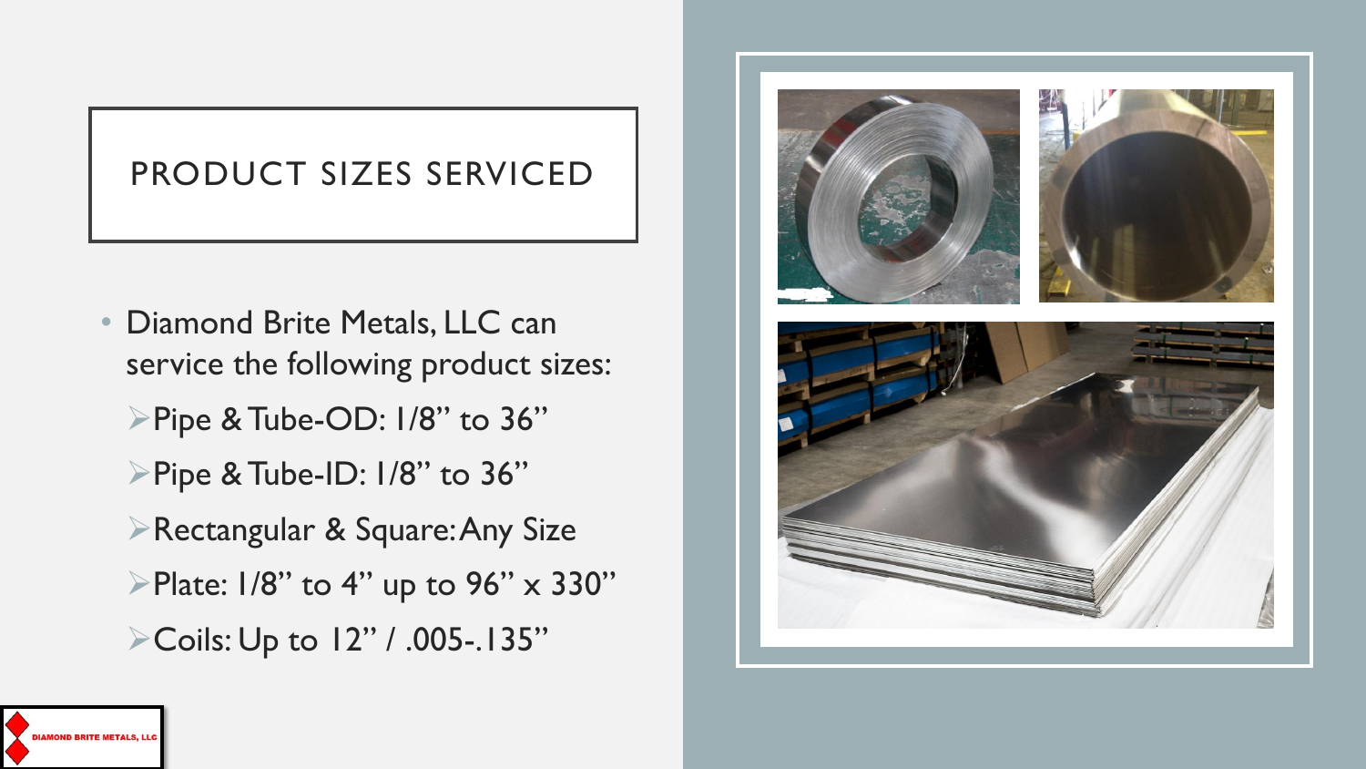# PRODUCT SIZES SERVICED

- Diamond Brite Metals, LLC can service the following product sizes:
  - Pipe & Tube-OD: 1/8" to 36"
  - Pipe & Tube-ID: 1/8" to 36"
  - Rectangular & Square: Any Size
  - Plate: 1/8" to 4" up to 96" x 330"
  - Coils: Up to 12" / .005-.135"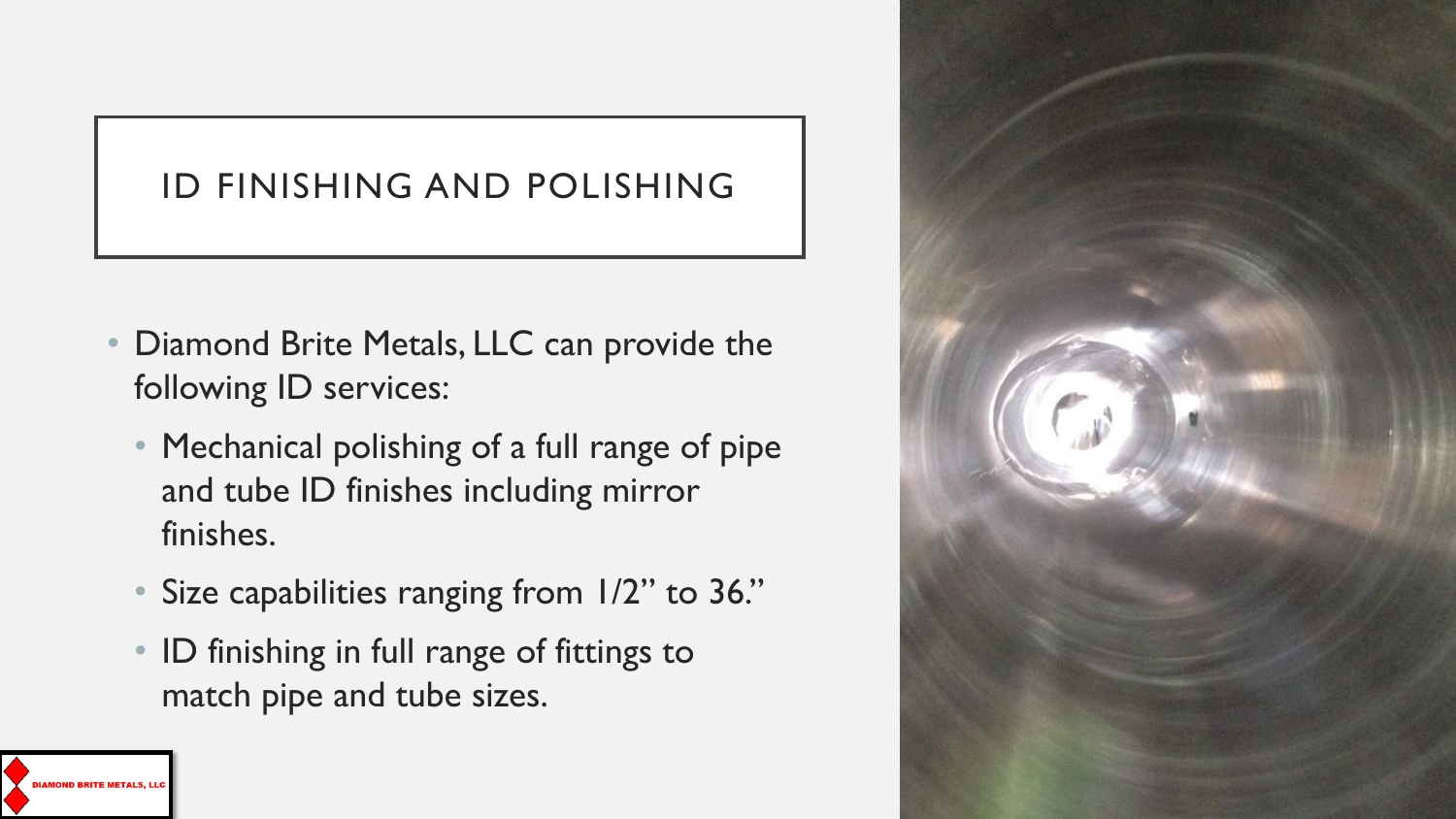# ID FINISHING AND POLISHING

- Diamond Brite Metals, LLC can provide the following ID services:
  - Mechanical polishing of a full range of pipe and tube ID finishes including mirror finishes.
  - Size capabilities ranging from 1/2" to 36."
  - ID finishing in full range of fittings to match pipe and tube sizes.

DIAMOND BRITE METALS, LLC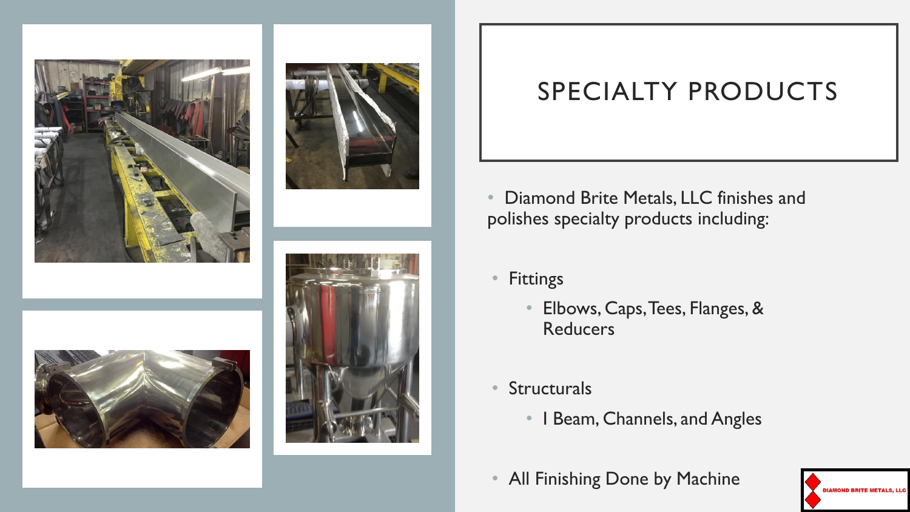# SPECIALTY PRODUCTS

- Diamond Brite Metals, LLC finishes and polishes specialty products including:

- Fittings
  - Elbows, Caps, Tees, Flanges, & Reducers

- Structurals
  - I Beam, Channels, and Angles

- All Finishing Done by Machine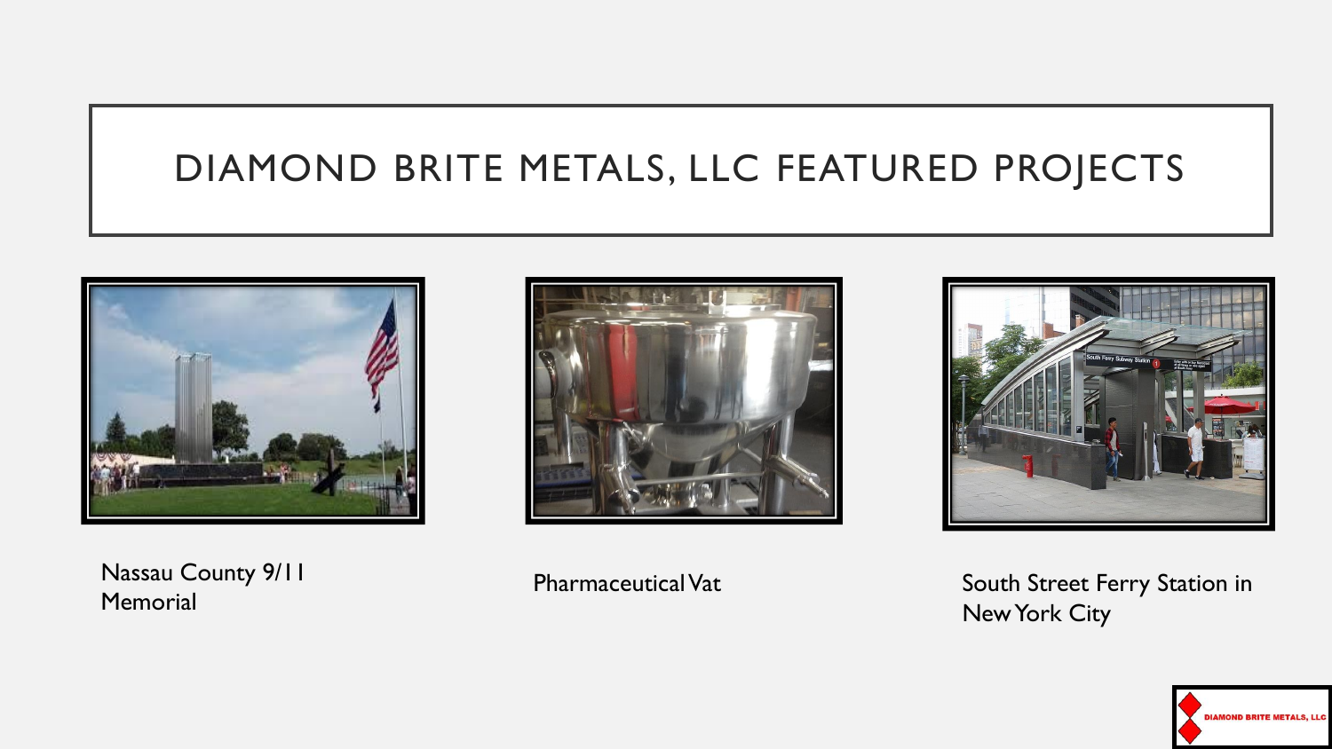# DIAMOND BRITE METALS, LLC FEATURED PROJECTS

Nassau County 9/11 Memorial

Pharmaceutical Vat

South Street Ferry Station in New York City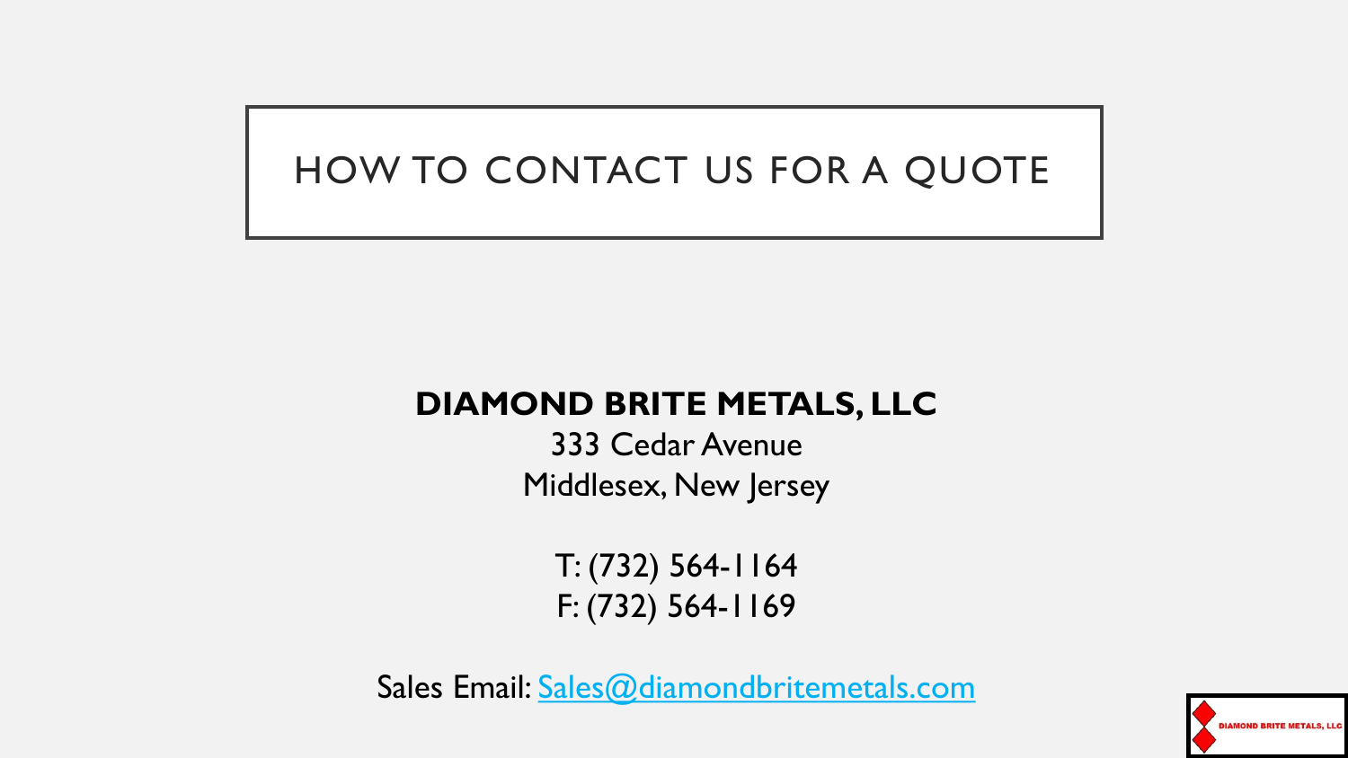# HOW TO CONTACT US FOR A QUOTE

**DIAMOND BRITE METALS, LLC**

333 Cedar Avenue
Middlesex, New Jersey

T: (732) 564-1164
F: (732) 564-1169

Sales Email: Sales@diamondbritemetals.com